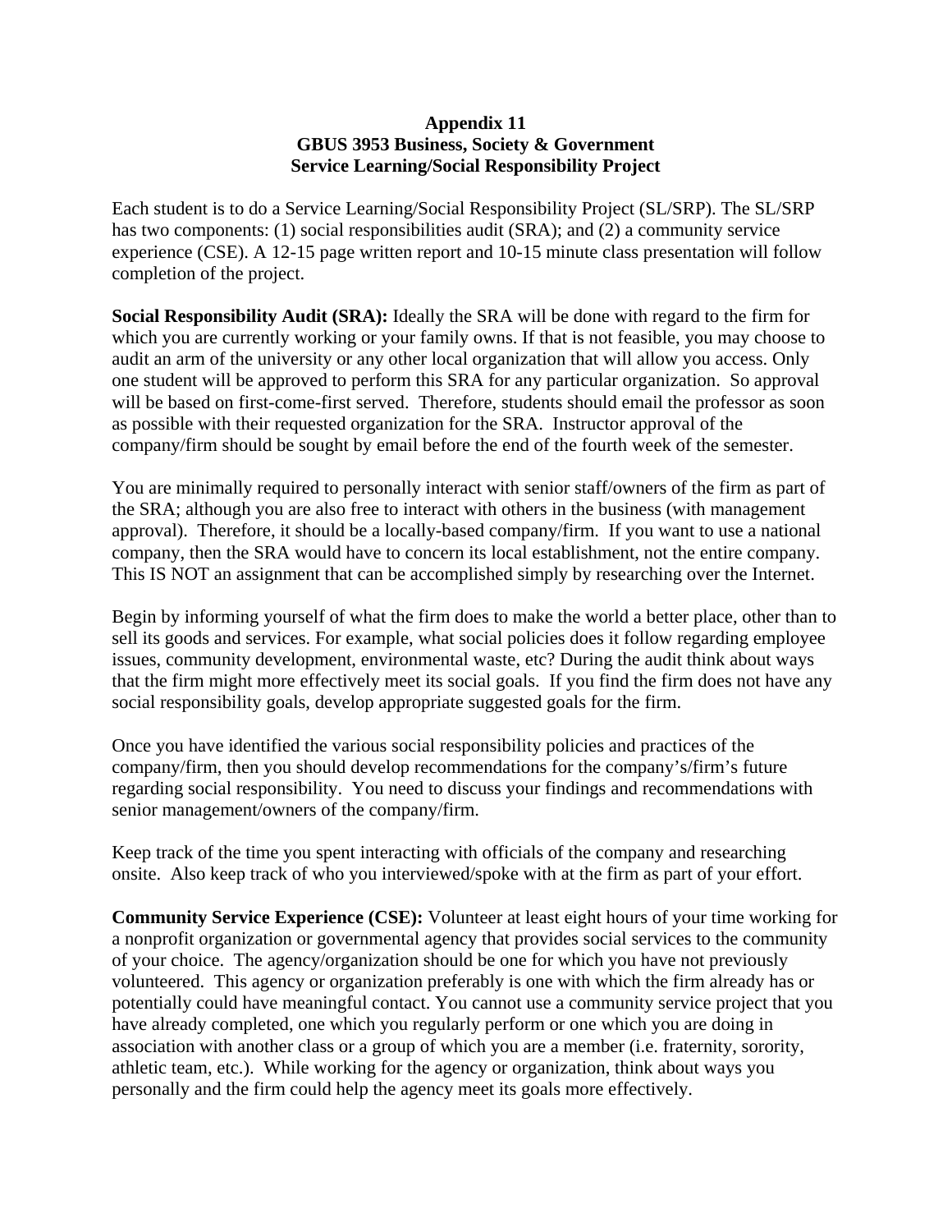# Appendix 11
## GBUS 3953 Business, Society & Government
## Service Learning/Social Responsibility Project

Each student is to do a Service Learning/Social Responsibility Project (SL/SRP). The SL/SRP has two components: (1) social responsibilities audit (SRA); and (2) a community service experience (CSE). A 12-15 page written report and 10-15 minute class presentation will follow completion of the project.

**Social Responsibility Audit (SRA):** Ideally the SRA will be done with regard to the firm for which you are currently working or your family owns. If that is not feasible, you may choose to audit an arm of the university or any other local organization that will allow you access. Only one student will be approved to perform this SRA for any particular organization. So approval will be based on first-come-first served. Therefore, students should email the professor as soon as possible with their requested organization for the SRA. Instructor approval of the company/firm should be sought by email before the end of the fourth week of the semester.

You are minimally required to personally interact with senior staff/owners of the firm as part of the SRA; although you are also free to interact with others in the business (with management approval). Therefore, it should be a locally-based company/firm. If you want to use a national company, then the SRA would have to concern its local establishment, not the entire company. This IS NOT an assignment that can be accomplished simply by researching over the Internet.

Begin by informing yourself of what the firm does to make the world a better place, other than to sell its goods and services. For example, what social policies does it follow regarding employee issues, community development, environmental waste, etc? During the audit think about ways that the firm might more effectively meet its social goals. If you find the firm does not have any social responsibility goals, develop appropriate suggested goals for the firm.

Once you have identified the various social responsibility policies and practices of the company/firm, then you should develop recommendations for the company's/firm's future regarding social responsibility. You need to discuss your findings and recommendations with senior management/owners of the company/firm.

Keep track of the time you spent interacting with officials of the company and researching onsite. Also keep track of who you interviewed/spoke with at the firm as part of your effort.

**Community Service Experience (CSE):** Volunteer at least eight hours of your time working for a nonprofit organization or governmental agency that provides social services to the community of your choice. The agency/organization should be one for which you have not previously volunteered. This agency or organization preferably is one with which the firm already has or potentially could have meaningful contact. You cannot use a community service project that you have already completed, one which you regularly perform or one which you are doing in association with another class or a group of which you are a member (i.e. fraternity, sorority, athletic team, etc.). While working for the agency or organization, think about ways you personally and the firm could help the agency meet its goals more effectively.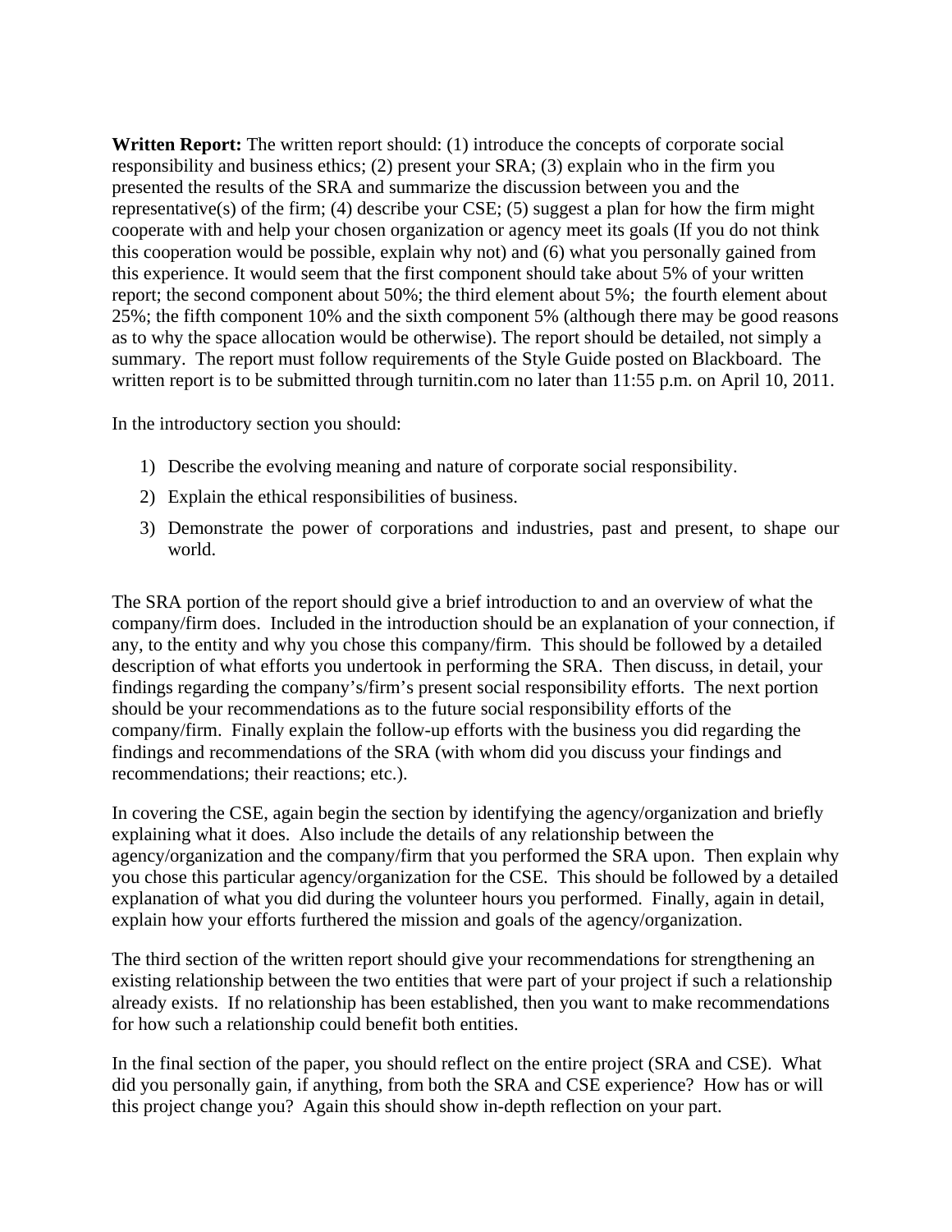**Written Report:** The written report should: (1) introduce the concepts of corporate social responsibility and business ethics; (2) present your SRA; (3) explain who in the firm you presented the results of the SRA and summarize the discussion between you and the representative(s) of the firm; (4) describe your CSE; (5) suggest a plan for how the firm might cooperate with and help your chosen organization or agency meet its goals (If you do not think this cooperation would be possible, explain why not) and (6) what you personally gained from this experience. It would seem that the first component should take about 5% of your written report; the second component about 50%; the third element about 5%; the fourth element about 25%; the fifth component 10% and the sixth component 5% (although there may be good reasons as to why the space allocation would be otherwise). The report should be detailed, not simply a summary. The report must follow requirements of the Style Guide posted on Blackboard. The written report is to be submitted through turnitin.com no later than 11:55 p.m. on April 10, 2011.

In the introductory section you should:

1) Describe the evolving meaning and nature of corporate social responsibility.
2) Explain the ethical responsibilities of business.
3) Demonstrate the power of corporations and industries, past and present, to shape our world.

The SRA portion of the report should give a brief introduction to and an overview of what the company/firm does. Included in the introduction should be an explanation of your connection, if any, to the entity and why you chose this company/firm. This should be followed by a detailed description of what efforts you undertook in performing the SRA. Then discuss, in detail, your findings regarding the company's/firm's present social responsibility efforts. The next portion should be your recommendations as to the future social responsibility efforts of the company/firm. Finally explain the follow-up efforts with the business you did regarding the findings and recommendations of the SRA (with whom did you discuss your findings and recommendations; their reactions; etc.).

In covering the CSE, again begin the section by identifying the agency/organization and briefly explaining what it does. Also include the details of any relationship between the agency/organization and the company/firm that you performed the SRA upon. Then explain why you chose this particular agency/organization for the CSE. This should be followed by a detailed explanation of what you did during the volunteer hours you performed. Finally, again in detail, explain how your efforts furthered the mission and goals of the agency/organization.

The third section of the written report should give your recommendations for strengthening an existing relationship between the two entities that were part of your project if such a relationship already exists. If no relationship has been established, then you want to make recommendations for how such a relationship could benefit both entities.

In the final section of the paper, you should reflect on the entire project (SRA and CSE). What did you personally gain, if anything, from both the SRA and CSE experience? How has or will this project change you? Again this should show in-depth reflection on your part.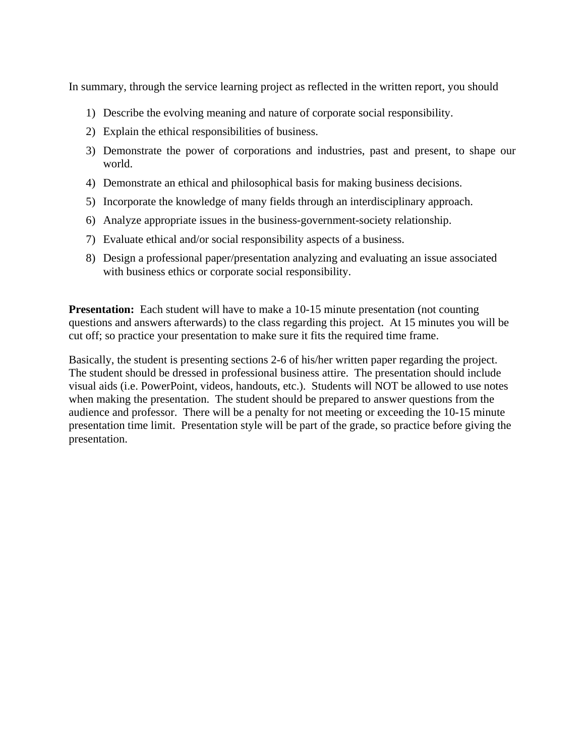In summary, through the service learning project as reflected in the written report, you should

1) Describe the evolving meaning and nature of corporate social responsibility.
2) Explain the ethical responsibilities of business.
3) Demonstrate the power of corporations and industries, past and present, to shape our world.
4) Demonstrate an ethical and philosophical basis for making business decisions.
5) Incorporate the knowledge of many fields through an interdisciplinary approach.
6) Analyze appropriate issues in the business-government-society relationship.
7) Evaluate ethical and/or social responsibility aspects of a business.
8) Design a professional paper/presentation analyzing and evaluating an issue associated with business ethics or corporate social responsibility.

**Presentation:** Each student will have to make a 10-15 minute presentation (not counting questions and answers afterwards) to the class regarding this project. At 15 minutes you will be cut off; so practice your presentation to make sure it fits the required time frame.

Basically, the student is presenting sections 2-6 of his/her written paper regarding the project. The student should be dressed in professional business attire. The presentation should include visual aids (i.e. PowerPoint, videos, handouts, etc.). Students will NOT be allowed to use notes when making the presentation. The student should be prepared to answer questions from the audience and professor. There will be a penalty for not meeting or exceeding the 10-15 minute presentation time limit. Presentation style will be part of the grade, so practice before giving the presentation.